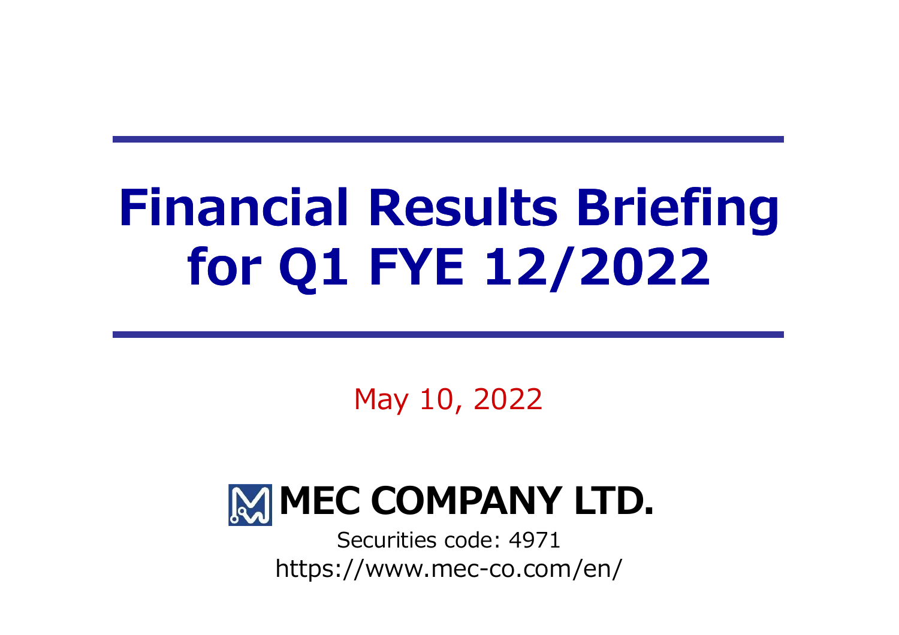# Financial Results Briefing for Q1 FYE 12/2022

May 10, 2022

**MEC COMPANY LTD.**

Securities code: 4971

https://www.mec-co.com/en/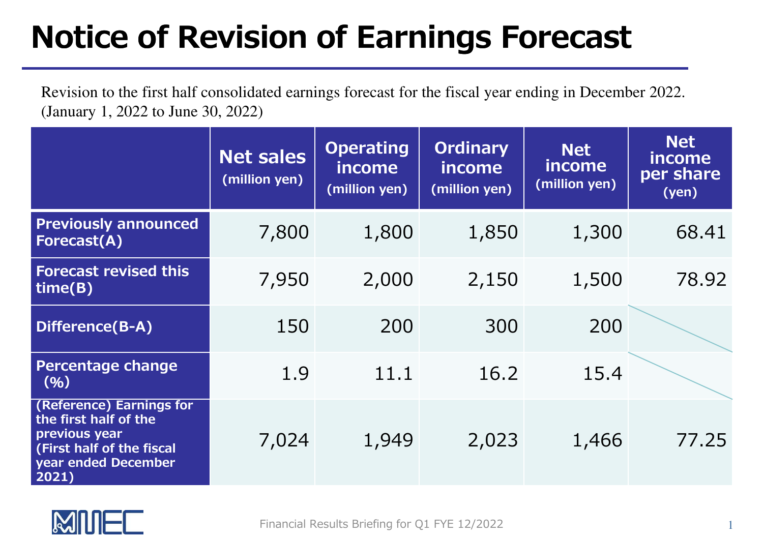# Notice of Revision of Earnings Forecast

Revision to the first half consolidated earnings forecast for the fiscal year ending in December 2022.
(January 1, 2022 to June 30, 2022)

| | Net sales (million yen) | Operating income (million yen) | Ordinary income (million yen) | Net income (million yen) | Net income per share (yen) |
|---|---|---|---|---|---|
| Previously announced Forecast(A) | 7,800 | 1,800 | 1,850 | 1,300 | 68.41 |
| Forecast revised this time(B) | 7,950 | 2,000 | 2,150 | 1,500 | 78.92 |
| Difference(B-A) | 150 | 200 | 300 | 200 | |
| Percentage change (%) | 1.9 | 11.1 | 16.2 | 15.4 | |
| (Reference) Earnings for the first half of the previous year (First half of the fiscal year ended December 2021) | 7,024 | 1,949 | 2,023 | 1,466 | 77.25 |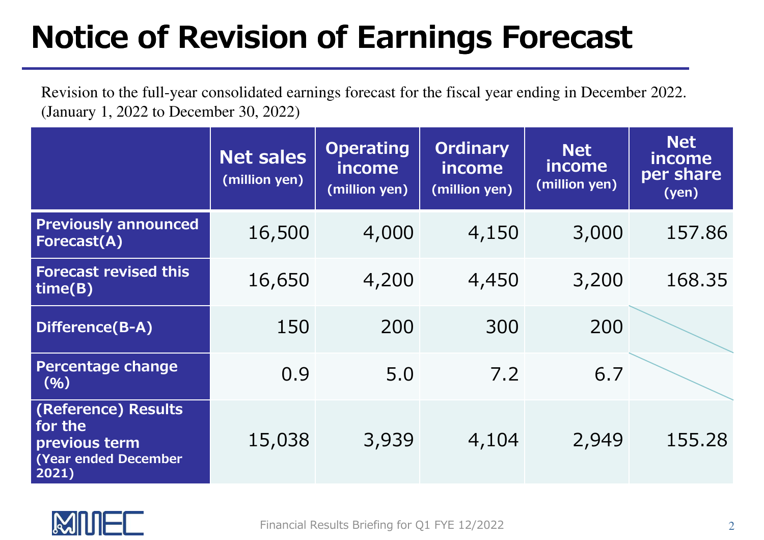# Notice of Revision of Earnings Forecast

Revision to the full-year consolidated earnings forecast for the fiscal year ending in December 2022.
(January 1, 2022 to December 30, 2022)

| | Net sales (million yen) | Operating income (million yen) | Ordinary income (million yen) | Net income (million yen) | Net income per share (yen) |
|---|---|---|---|---|---|
| Previously announced Forecast(A) | 16,500 | 4,000 | 4,150 | 3,000 | 157.86 |
| Forecast revised this time(B) | 16,650 | 4,200 | 4,450 | 3,200 | 168.35 |
| Difference(B-A) | 150 | 200 | 300 | 200 | |
| Percentage change (%) | 0.9 | 5.0 | 7.2 | 6.7 | |
| (Reference) Results for the previous term (Year ended December 2021) | 15,038 | 3,939 | 4,104 | 2,949 | 155.28 |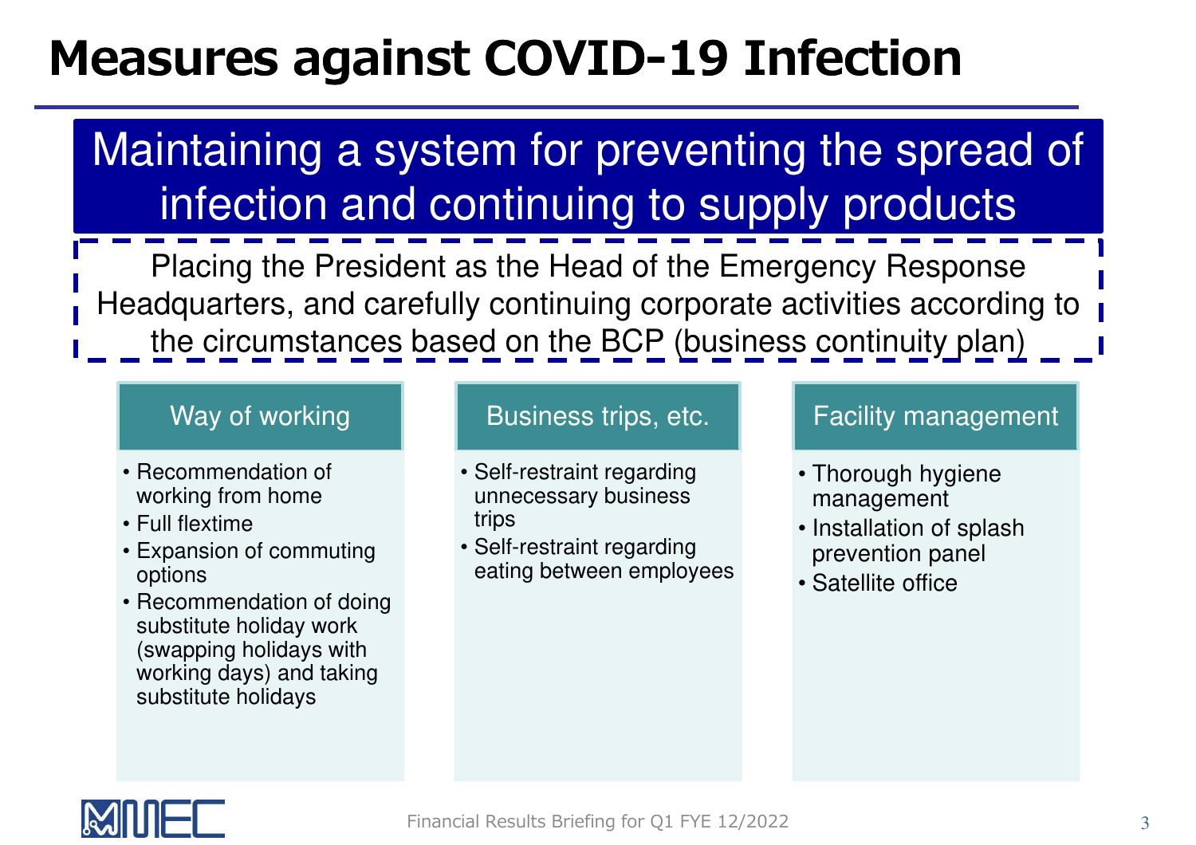# Measures against COVID-19 Infection

## Maintaining a system for preventing the spread of infection and continuing to supply products

Placing the President as the Head of the Emergency Response Headquarters, and carefully continuing corporate activities according to the circumstances based on the BCP (business continuity plan)

### Way of working

- Recommendation of working from home
- Full flextime
- Expansion of commuting options
- Recommendation of doing substitute holiday work (swapping holidays with working days) and taking substitute holidays

### Business trips, etc.

- Self-restraint regarding unnecessary business trips
- Self-restraint regarding eating between employees

### Facility management

- Thorough hygiene management
- Installation of splash prevention panel
- Satellite office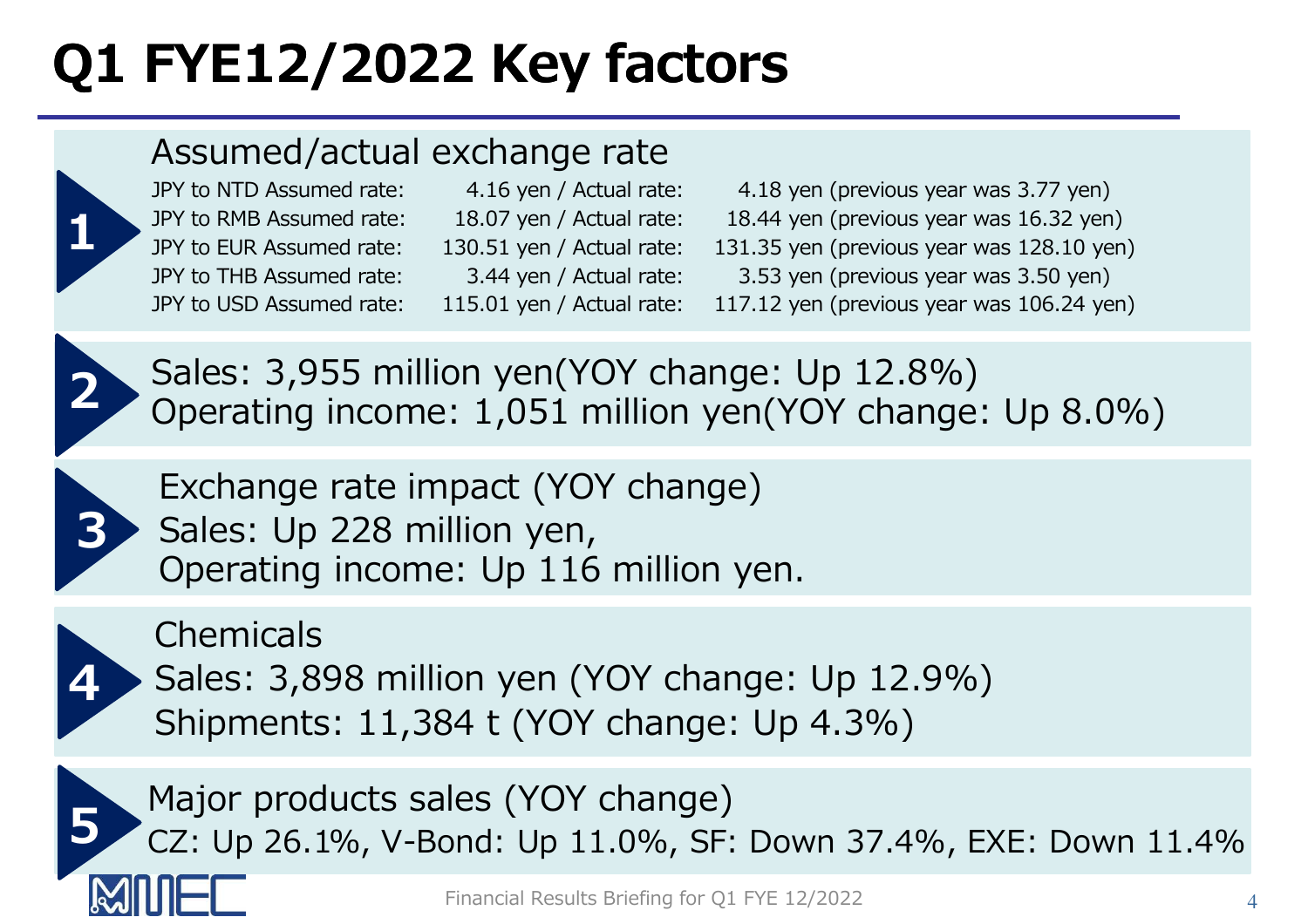# Q1 FYE12/2022 Key factors

**1**

Assumed/actual exchange rate

| | | |
|---|---|---|
| JPY to NTD Assumed rate: | 4.16 yen / Actual rate: | 4.18 yen (previous year was 3.77 yen) |
| JPY to RMB Assumed rate: | 18.07 yen / Actual rate: | 18.44 yen (previous year was 16.32 yen) |
| JPY to EUR Assumed rate: | 130.51 yen / Actual rate: | 131.35 yen (previous year was 128.10 yen) |
| JPY to THB Assumed rate: | 3.44 yen / Actual rate: | 3.53 yen (previous year was 3.50 yen) |
| JPY to USD Assumed rate: | 115.01 yen / Actual rate: | 117.12 yen (previous year was 106.24 yen) |

**2**

Sales: 3,955 million yen(YOY change: Up 12.8%)
Operating income: 1,051 million yen(YOY change: Up 8.0%)

**3**

Exchange rate impact (YOY change)
Sales: Up 228 million yen,
Operating income: Up 116 million yen.

**4**

Chemicals
Sales: 3,898 million yen (YOY change: Up 12.9%)
Shipments: 11,384 t (YOY change: Up 4.3%)

**5**

Major products sales (YOY change)
CZ: Up 26.1%, V-Bond: Up 11.0%, SF: Down 37.4%, EXE: Down 11.4%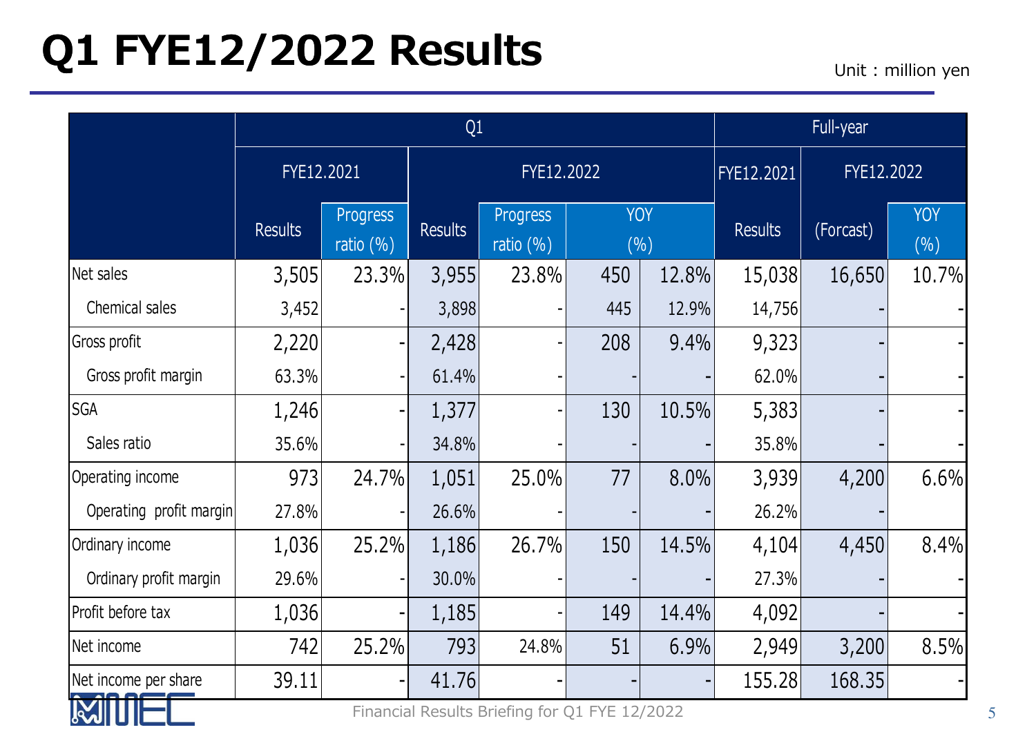# Q1 FYE12/2022 Results

Unit : million yen

| | Q1 | | | | | | Full-year | | |
|---|---|---|---|---|---|---|---|---|---|
| | FYE12.2021 | | FYE12.2022 | | | | FYE12.2021 | FYE12.2022 | |
| | Results | Progress ratio (%) | Results | Progress ratio (%) | YOY (%) | | Results | (Forcast) | YOY (%) |
| Net sales | 3,505 | 23.3% | 3,955 | 23.8% | 450 | 12.8% | 15,038 | 16,650 | 10.7% |
| Chemical sales | 3,452 | - | 3,898 | - | 445 | 12.9% | 14,756 | - | - |
| Gross profit | 2,220 | - | 2,428 | - | 208 | 9.4% | 9,323 | - | - |
| Gross profit margin | 63.3% | - | 61.4% | - | - | - | 62.0% | - | - |
| SGA | 1,246 | - | 1,377 | - | 130 | 10.5% | 5,383 | - | - |
| Sales ratio | 35.6% | - | 34.8% | - | - | - | 35.8% | - | - |
| Operating income | 973 | 24.7% | 1,051 | 25.0% | 77 | 8.0% | 3,939 | 4,200 | 6.6% |
| Operating profit margin | 27.8% | - | 26.6% | - | - | - | 26.2% | - | |
| Ordinary income | 1,036 | 25.2% | 1,186 | 26.7% | 150 | 14.5% | 4,104 | 4,450 | 8.4% |
| Ordinary profit margin | 29.6% | - | 30.0% | - | - | - | 27.3% | - | - |
| Profit before tax | 1,036 | - | 1,185 | - | 149 | 14.4% | 4,092 | - | - |
| Net income | 742 | 25.2% | 793 | 24.8% | 51 | 6.9% | 2,949 | 3,200 | 8.5% |
| Net income per share | 39.11 | - | 41.76 | - | - | - | 155.28 | 168.35 | - |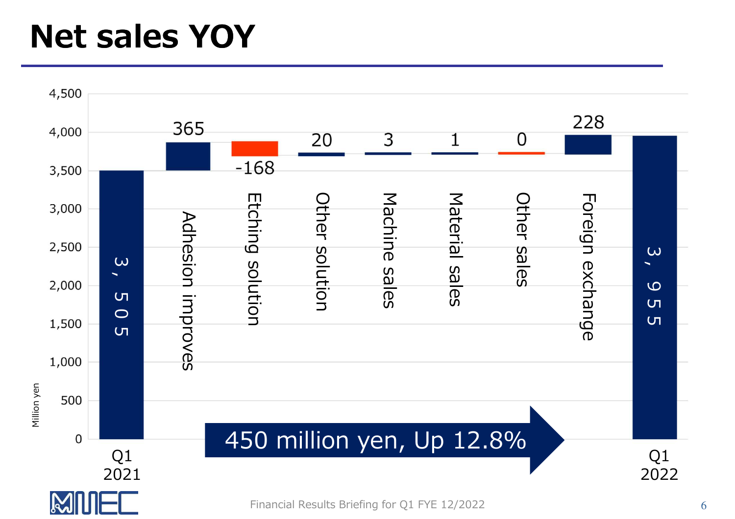# Net sales YOY

Million yen

| Item | Value |
|---|---|
| Q1 2021 | 3,505 |
| Adhesion improves | 365 |
| Etching solution | -168 |
| Other solution | 20 |
| Machine sales | 3 |
| Material sales | 1 |
| Other sales | 0 |
| Foreign exchange | 228 |
| Q1 2022 | 3,955 |

450 million yen, Up 12.8%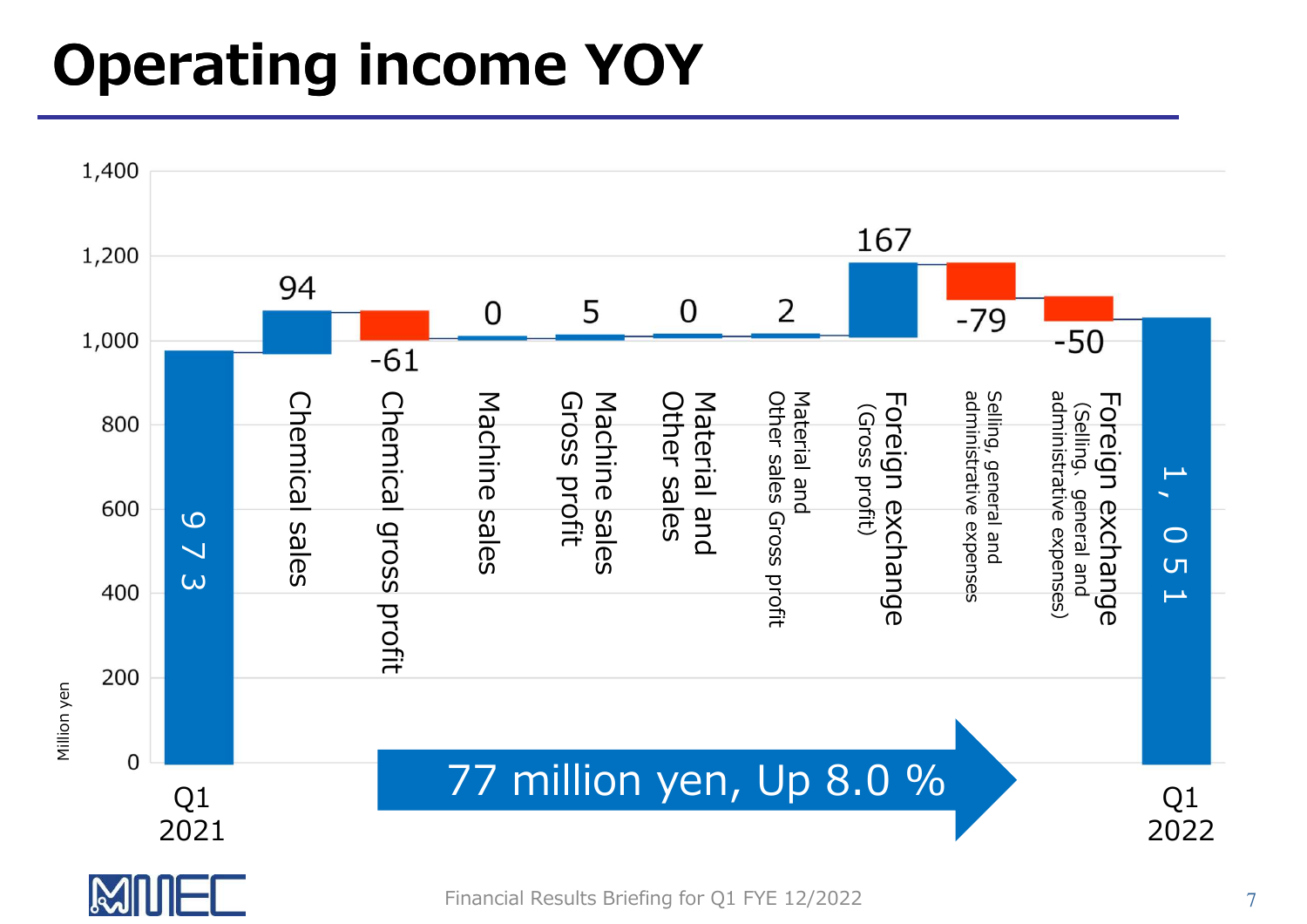# Operating income YOY

Million yen

| Item | Value |
| --- | --- |
| Q1 2021 | 973 |
| Chemical sales | 94 |
| Chemical gross profit | -61 |
| Machine sales | 0 |
| Machine sales Gross profit | 5 |
| Material and Other sales | 0 |
| Material and Other sales Gross profit | 2 |
| Foreign exchange (Gross profit) | 167 |
| Selling, general and administrative expenses | -79 |
| Foreign exchange (Selling、general and administrative expenses) | -50 |
| Q1 2022 | 1,051 |

77 million yen, Up 8.0 %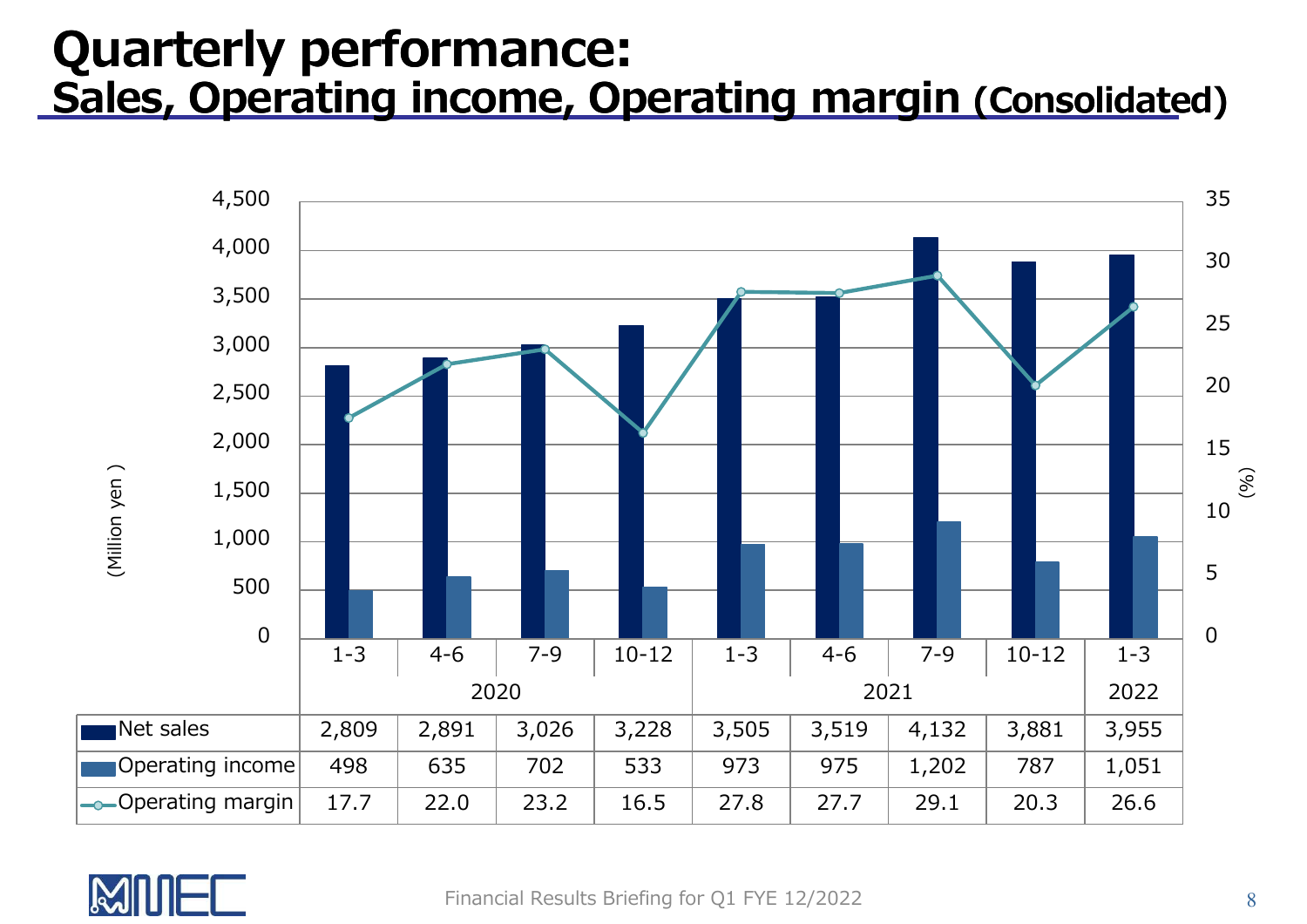# Quarterly performance:
## Sales, Operating income, Operating margin (Consolidated)

(Million yen) / (%)

| | 2020 | | | | 2021 | | | | 2022 |
|---|---|---|---|---|---|---|---|---|---|
| | 1-3 | 4-6 | 7-9 | 10-12 | 1-3 | 4-6 | 7-9 | 10-12 | 1-3 |
| Net sales | 2,809 | 2,891 | 3,026 | 3,228 | 3,505 | 3,519 | 4,132 | 3,881 | 3,955 |
| Operating income | 498 | 635 | 702 | 533 | 973 | 975 | 1,202 | 787 | 1,051 |
| Operating margin | 17.7 | 22.0 | 23.2 | 16.5 | 27.8 | 27.7 | 29.1 | 20.3 | 26.6 |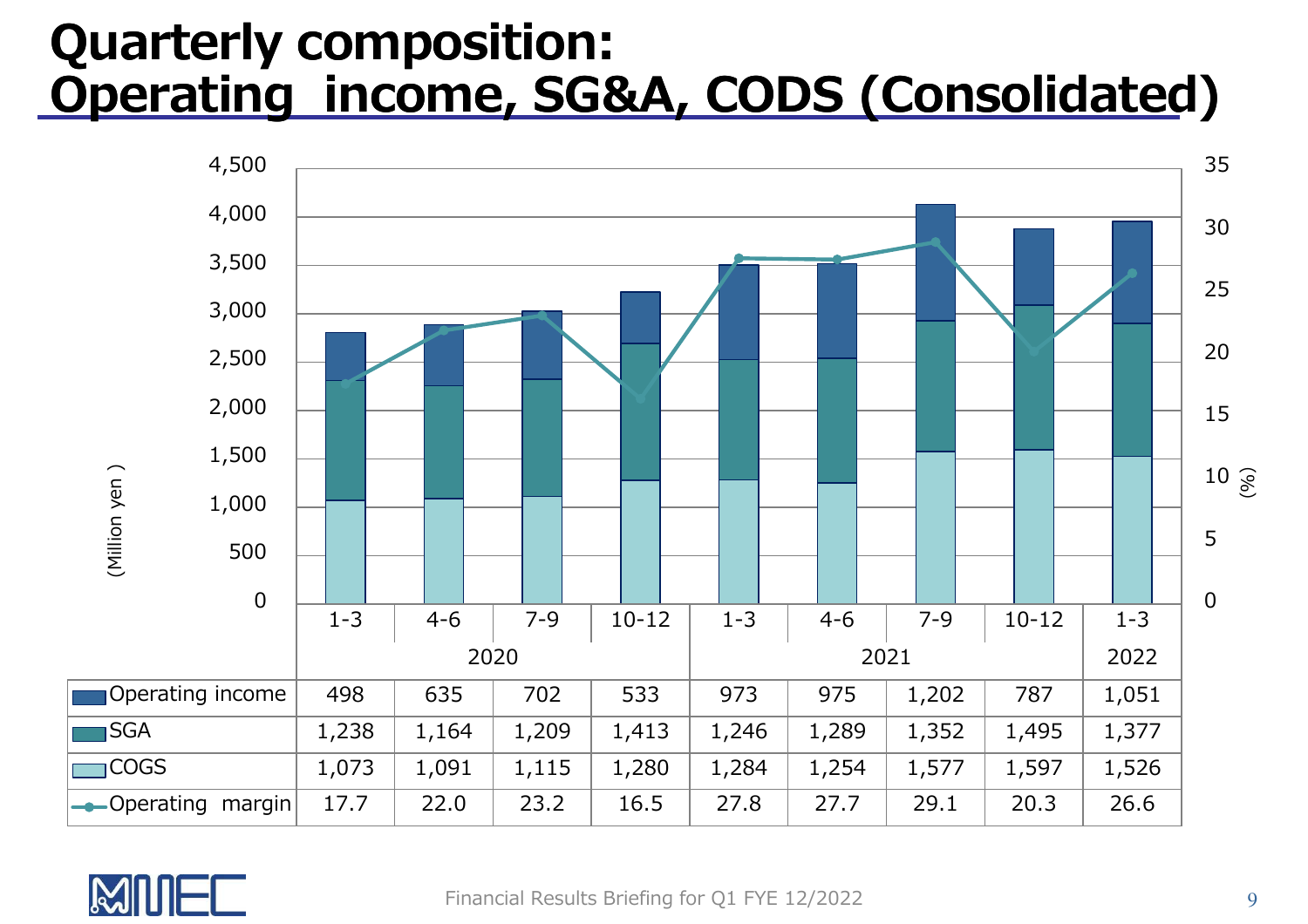# Quarterly composition: Operating income, SG&A, CODS (Consolidated)

(Million yen) / (%)

| | 2020 | | | | 2021 | | | | 2022 |
|---|---|---|---|---|---|---|---|---|---|
| | 1-3 | 4-6 | 7-9 | 10-12 | 1-3 | 4-6 | 7-9 | 10-12 | 1-3 |
| Operating income | 498 | 635 | 702 | 533 | 973 | 975 | 1,202 | 787 | 1,051 |
| SGA | 1,238 | 1,164 | 1,209 | 1,413 | 1,246 | 1,289 | 1,352 | 1,495 | 1,377 |
| COGS | 1,073 | 1,091 | 1,115 | 1,280 | 1,284 | 1,254 | 1,577 | 1,597 | 1,526 |
| Operating margin | 17.7 | 22.0 | 23.2 | 16.5 | 27.8 | 27.7 | 29.1 | 20.3 | 26.6 |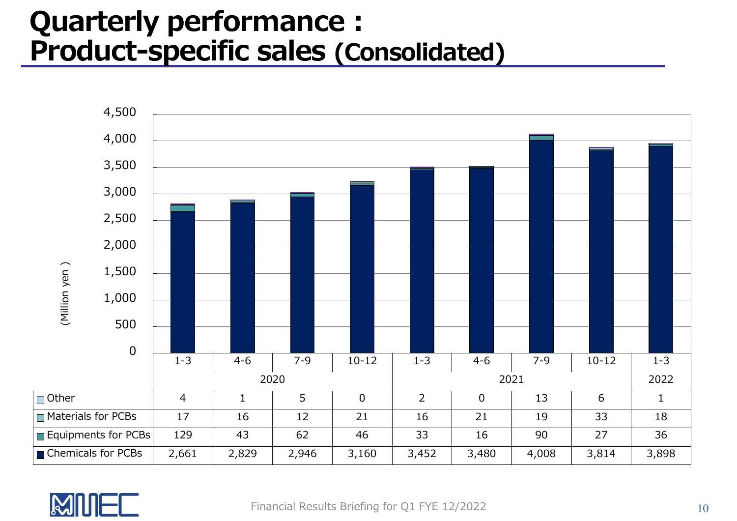# Quarterly performance : Product-specific sales (Consolidated)

(Million yen)

| | 2020 | | | | 2021 | | | | 2022 |
|---|---|---|---|---|---|---|---|---|---|
| | 1-3 | 4-6 | 7-9 | 10-12 | 1-3 | 4-6 | 7-9 | 10-12 | 1-3 |
| Other | 4 | 1 | 5 | 0 | 2 | 0 | 13 | 6 | 1 |
| Materials for PCBs | 17 | 16 | 12 | 21 | 16 | 21 | 19 | 33 | 18 |
| Equipments for PCBs | 129 | 43 | 62 | 46 | 33 | 16 | 90 | 27 | 36 |
| Chemicals for PCBs | 2,661 | 2,829 | 2,946 | 3,160 | 3,452 | 3,480 | 4,008 | 3,814 | 3,898 |

Financial Results Briefing for Q1 FYE 12/2022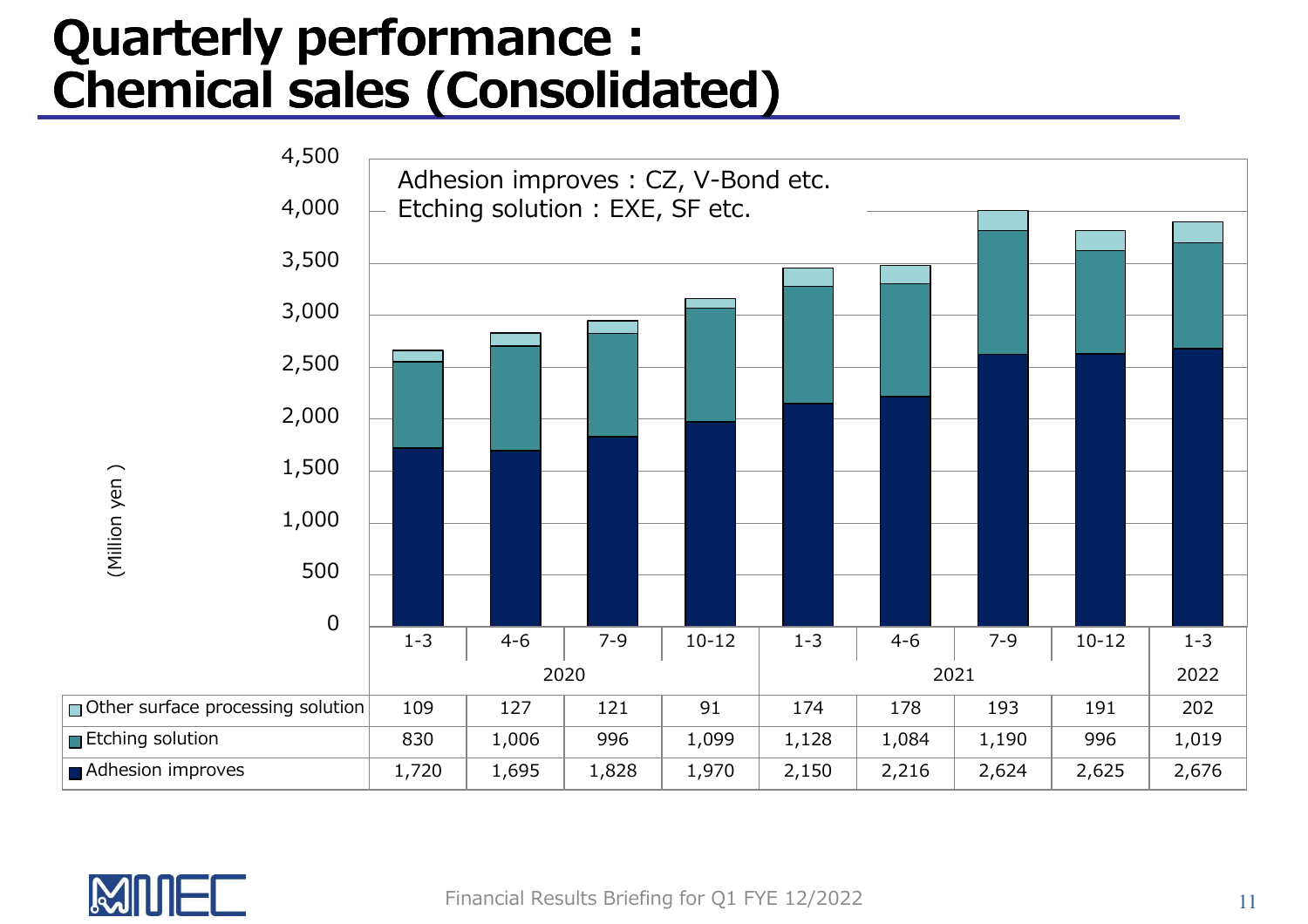# Quarterly performance : Chemical sales (Consolidated)

Adhesion improves : CZ, V-Bond etc.
Etching solution : EXE, SF etc.

(Million yen )

| | 2020 | | | | 2021 | | | | 2022 |
|---|---|---|---|---|---|---|---|---|---|
| | 1-3 | 4-6 | 7-9 | 10-12 | 1-3 | 4-6 | 7-9 | 10-12 | 1-3 |
| Other surface processing solution | 109 | 127 | 121 | 91 | 174 | 178 | 193 | 191 | 202 |
| Etching solution | 830 | 1,006 | 996 | 1,099 | 1,128 | 1,084 | 1,190 | 996 | 1,019 |
| Adhesion improves | 1,720 | 1,695 | 1,828 | 1,970 | 2,150 | 2,216 | 2,624 | 2,625 | 2,676 |

Financial Results Briefing for Q1 FYE 12/2022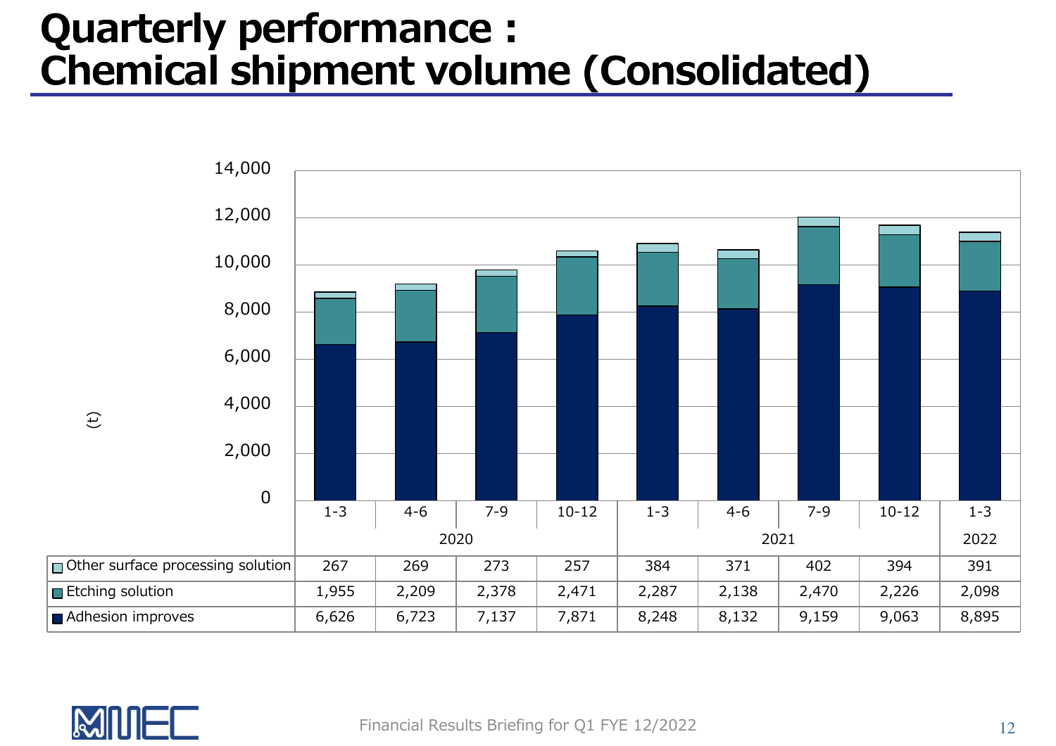# Quarterly performance : Chemical shipment volume (Consolidated)

(t)

| | 2020 | | | | 2021 | | | | 2022 |
|---|---|---|---|---|---|---|---|---|---|
| | 1-3 | 4-6 | 7-9 | 10-12 | 1-3 | 4-6 | 7-9 | 10-12 | 1-3 |
| Other surface processing solution | 267 | 269 | 273 | 257 | 384 | 371 | 402 | 394 | 391 |
| Etching solution | 1,955 | 2,209 | 2,378 | 2,471 | 2,287 | 2,138 | 2,470 | 2,226 | 2,098 |
| Adhesion improves | 6,626 | 6,723 | 7,137 | 7,871 | 8,248 | 8,132 | 9,159 | 9,063 | 8,895 |

Financial Results Briefing for Q1 FYE 12/2022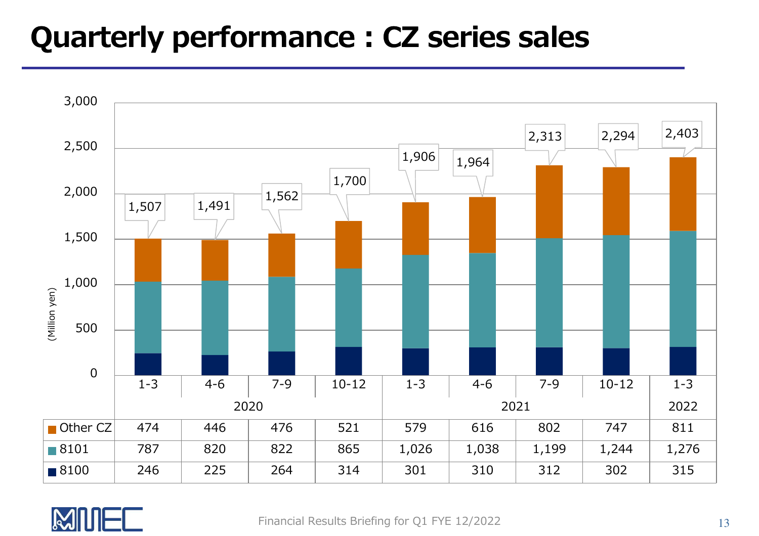# Quarterly performance : CZ series sales

(Million yen)

| | 1-3 (2020) | 4-6 (2020) | 7-9 (2020) | 10-12 (2020) | 1-3 (2021) | 4-6 (2021) | 7-9 (2021) | 10-12 (2021) | 1-3 (2022) |
|---|---|---|---|---|---|---|---|---|---|
| Other CZ | 474 | 446 | 476 | 521 | 579 | 616 | 802 | 747 | 811 |
| 8101 | 787 | 820 | 822 | 865 | 1,026 | 1,038 | 1,199 | 1,244 | 1,276 |
| 8100 | 246 | 225 | 264 | 314 | 301 | 310 | 312 | 302 | 315 |
| Total | 1,507 | 1,491 | 1,562 | 1,700 | 1,906 | 1,964 | 2,313 | 2,294 | 2,403 |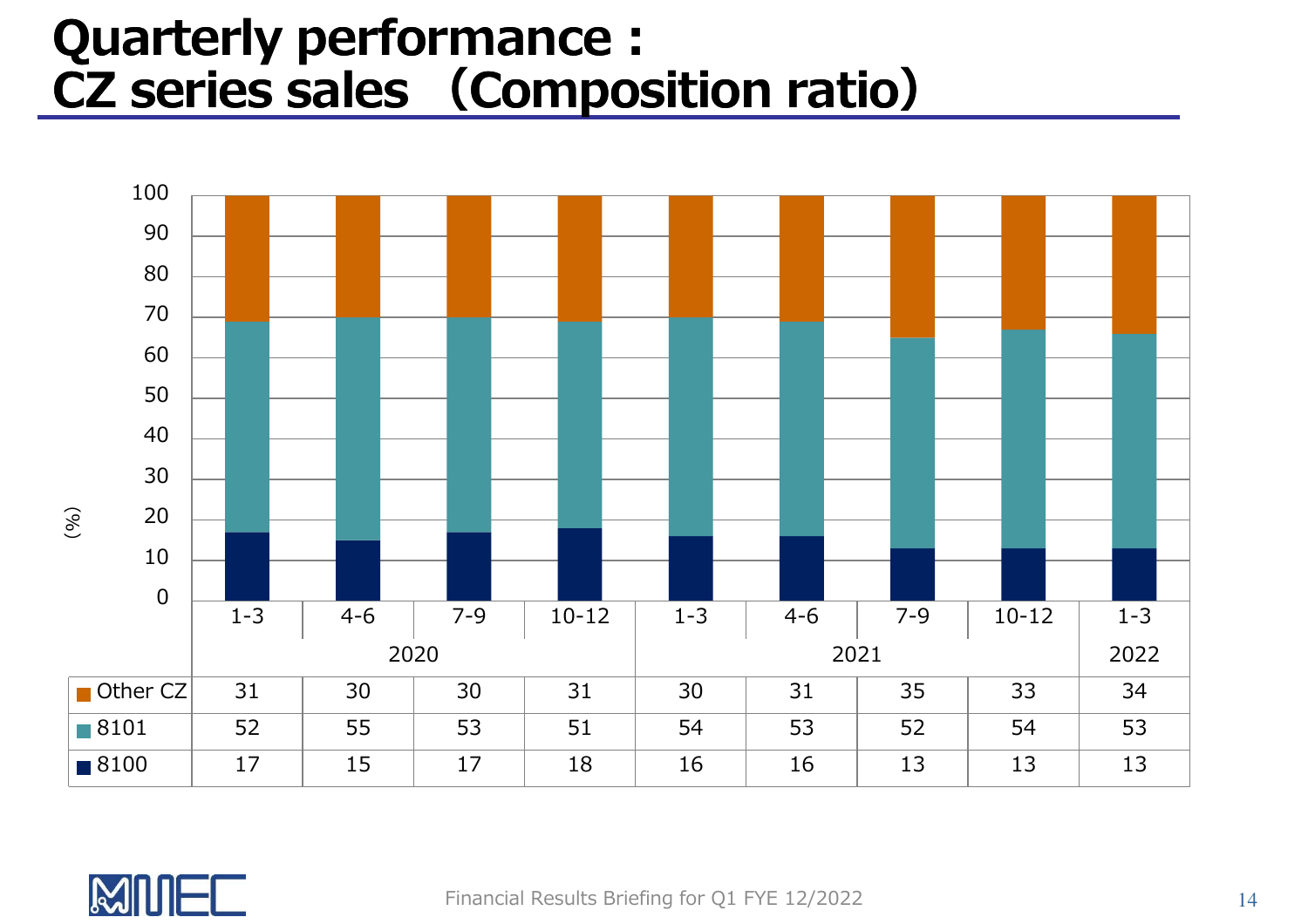# Quarterly performance : CZ series sales (Composition ratio)

(%)

| | 2020 1-3 | 2020 4-6 | 2020 7-9 | 2020 10-12 | 2021 1-3 | 2021 4-6 | 2021 7-9 | 2021 10-12 | 2022 1-3 |
|---|---|---|---|---|---|---|---|---|---|
| Other CZ | 31 | 30 | 30 | 31 | 30 | 31 | 35 | 33 | 34 |
| 8101 | 52 | 55 | 53 | 51 | 54 | 53 | 52 | 54 | 53 |
| 8100 | 17 | 15 | 17 | 18 | 16 | 16 | 13 | 13 | 13 |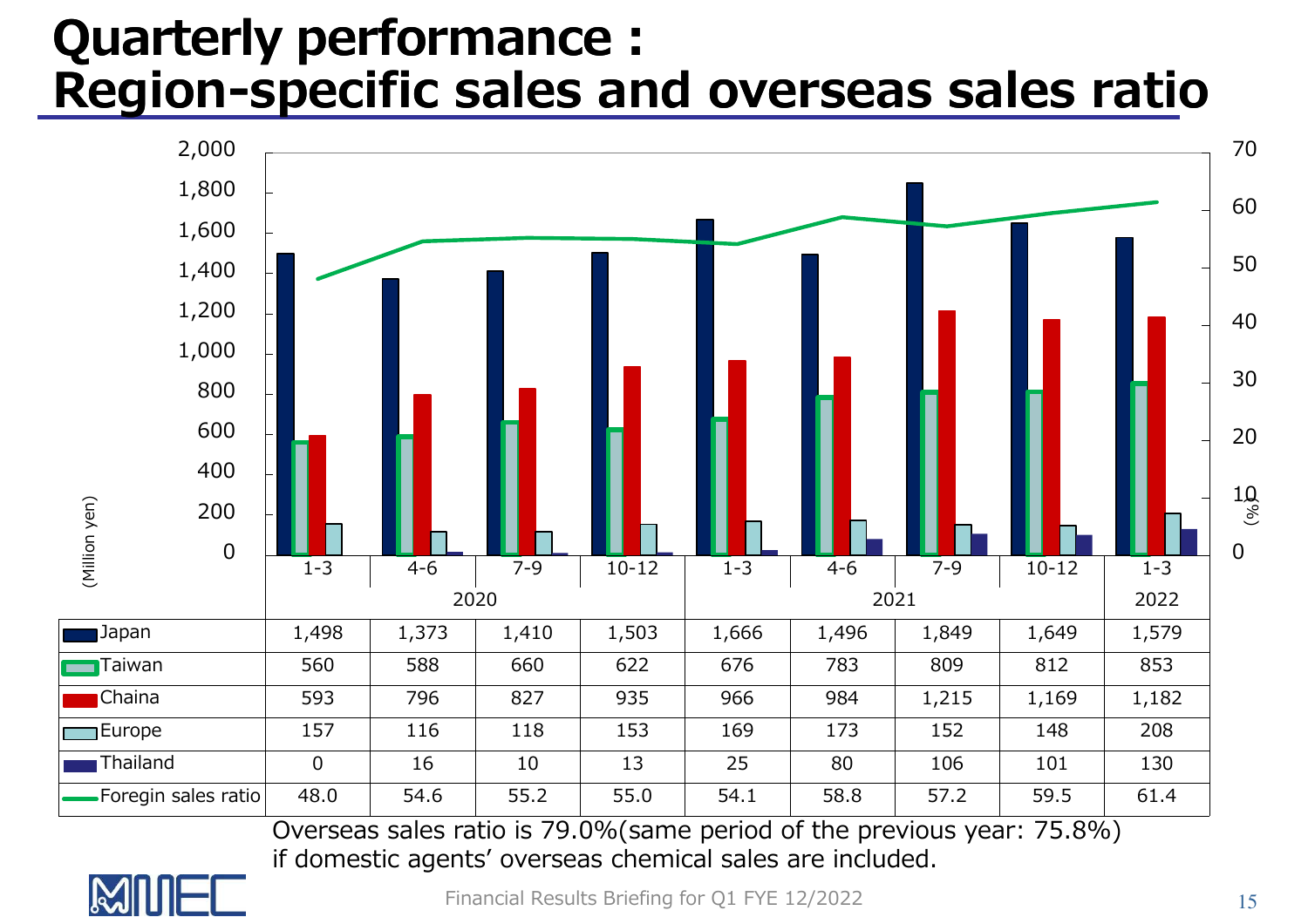# Quarterly performance : Region-specific sales and overseas sales ratio

(Million yen) / (%)

| | 2020 1-3 | 2020 4-6 | 2020 7-9 | 2020 10-12 | 2021 1-3 | 2021 4-6 | 2021 7-9 | 2021 10-12 | 2022 1-3 |
|---|---|---|---|---|---|---|---|---|---|
| Japan | 1,498 | 1,373 | 1,410 | 1,503 | 1,666 | 1,496 | 1,849 | 1,649 | 1,579 |
| Taiwan | 560 | 588 | 660 | 622 | 676 | 783 | 809 | 812 | 853 |
| Chaina | 593 | 796 | 827 | 935 | 966 | 984 | 1,215 | 1,169 | 1,182 |
| Europe | 157 | 116 | 118 | 153 | 169 | 173 | 152 | 148 | 208 |
| Thailand | 0 | 16 | 10 | 13 | 25 | 80 | 106 | 101 | 130 |
| Foregin sales ratio | 48.0 | 54.6 | 55.2 | 55.0 | 54.1 | 58.8 | 57.2 | 59.5 | 61.4 |

Overseas sales ratio is 79.0%(same period of the previous year: 75.8%) if domestic agents' overseas chemical sales are included.

Financial Results Briefing for Q1 FYE 12/2022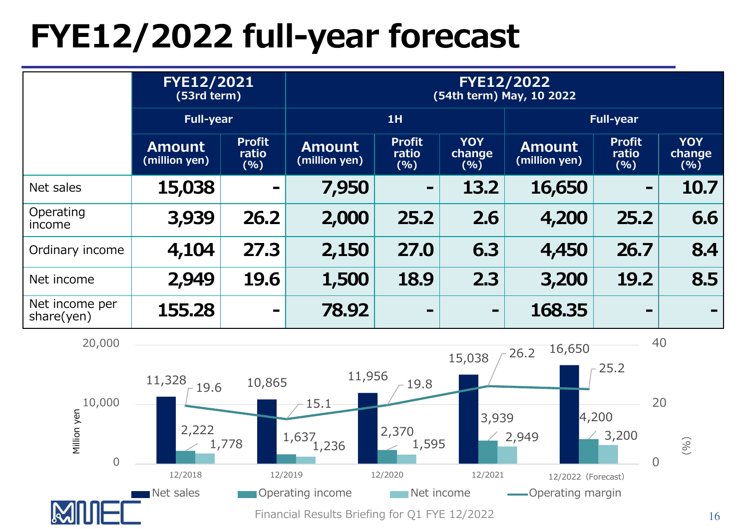# FYE12/2022 full-year forecast

| | FYE12/2021 (53rd term) | | FYE12/2022 (54th term) May, 10 2022 | | | | | |
|---|---|---|---|---|---|---|---|---|
| | Full-year | | 1H | | | Full-year | | |
| | Amount (million yen) | Profit ratio (%) | Amount (million yen) | Profit ratio (%) | YOY change (%) | Amount (million yen) | Profit ratio (%) | YOY change (%) |
| Net sales | 15,038 | - | 7,950 | - | 13.2 | 16,650 | - | 10.7 |
| Operating income | 3,939 | 26.2 | 2,000 | 25.2 | 2.6 | 4,200 | 25.2 | 6.6 |
| Ordinary income | 4,104 | 27.3 | 2,150 | 27.0 | 6.3 | 4,450 | 26.7 | 8.4 |
| Net income | 2,949 | 19.6 | 1,500 | 18.9 | 2.3 | 3,200 | 19.2 | 8.5 |
| Net income per share(yen) | 155.28 | - | 78.92 | - | - | 168.35 | - | - |

| | 12/2018 | 12/2019 | 12/2020 | 12/2021 | 12/2022 (Forecast) |
|---|---|---|---|---|---|
| Net sales (Million yen) | 11,328 | 10,865 | 11,956 | 15,038 | 16,650 |
| Operating income (Million yen) | 2,222 | 1,637 | 2,370 | 3,939 | 4,200 |
| Net income (Million yen) | 1,778 | 1,236 | 1,595 | 2,949 | 3,200 |
| Operating margin (%) | 19.6 | 15.1 | 19.8 | 26.2 | 25.2 |

MMEC

Financial Results Briefing for Q1 FYE 12/2022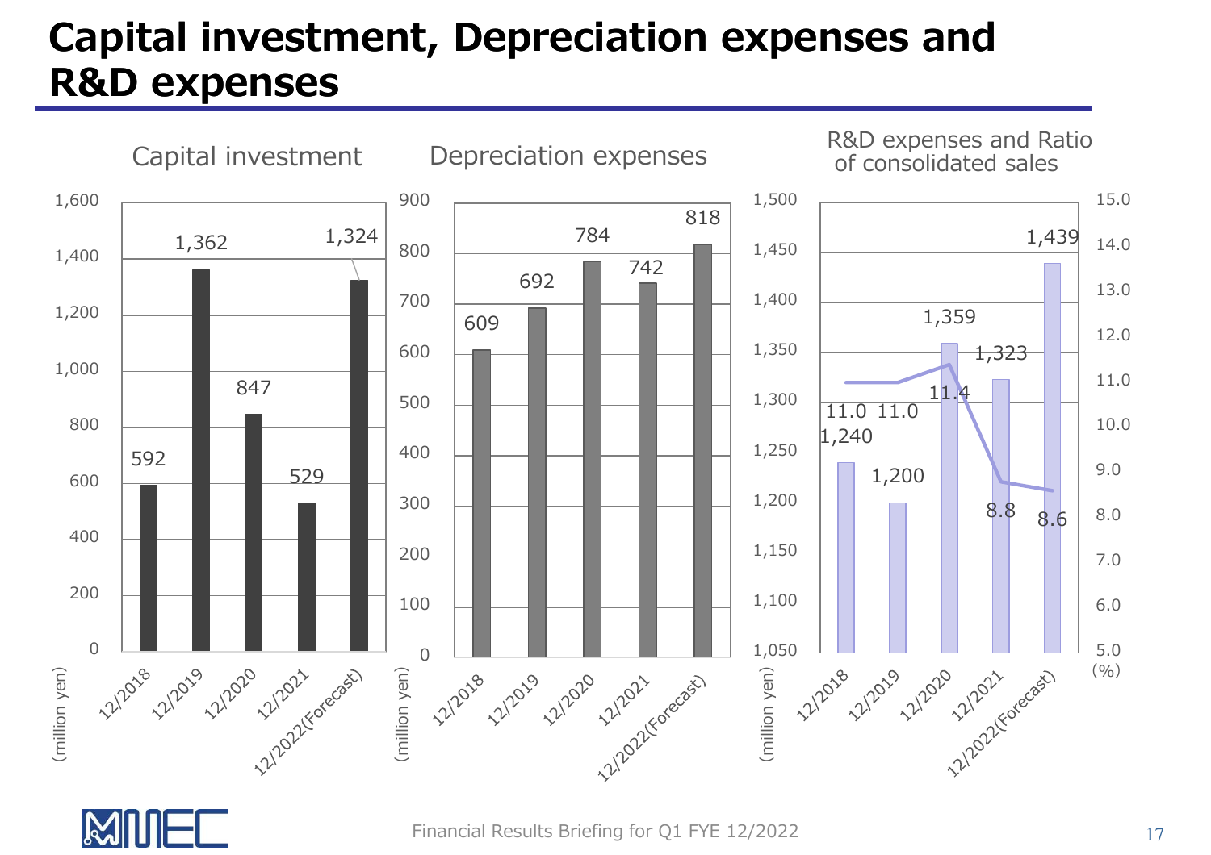# Capital investment, Depreciation expenses and R&D expenses

## Capital investment

(million yen)

| | 12/2018 | 12/2019 | 12/2020 | 12/2021 | 12/2022(Forecast) |
|---|---|---|---|---|---|
| Capital investment | 592 | 1,362 | 847 | 529 | 1,324 |

## Depreciation expenses

(million yen)

| | 12/2018 | 12/2019 | 12/2020 | 12/2021 | 12/2022(Forecast) |
|---|---|---|---|---|---|
| Depreciation expenses | 609 | 692 | 784 | 742 | 818 |

## R&D expenses and Ratio of consolidated sales

| | 12/2018 | 12/2019 | 12/2020 | 12/2021 | 12/2022(Forecast) |
|---|---|---|---|---|---|
| R&D expenses (million yen) | 1,240 | 1,200 | 1,359 | 1,323 | 1,439 |
| Ratio of consolidated sales (%) | 11.0 | 11.0 | 11.4 | 8.8 | 8.6 |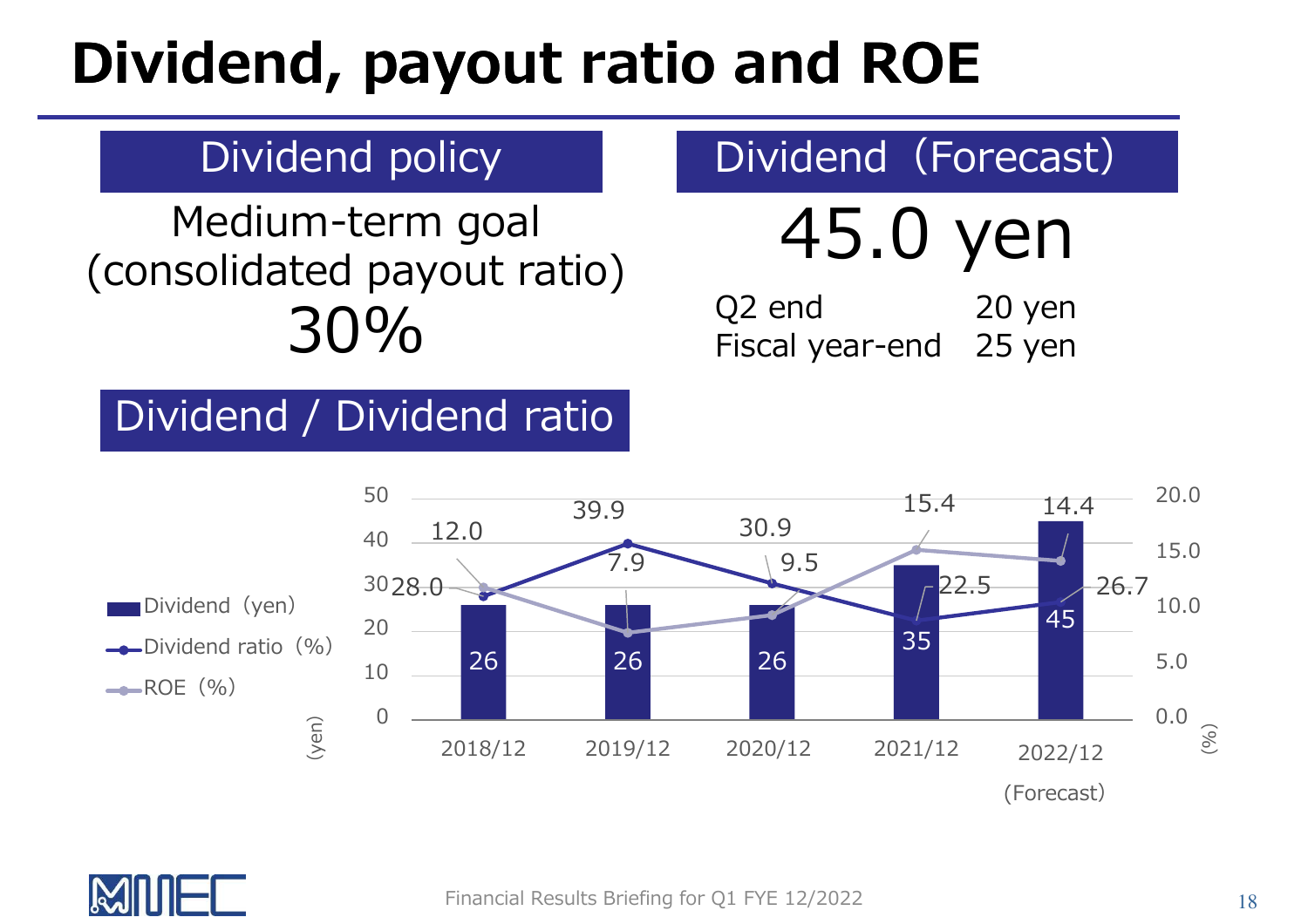# Dividend, payout ratio and ROE

## Dividend policy

Medium-term goal
(consolidated payout ratio)
30%

## Dividend（Forecast）

45.0 yen

| | |
|---|---|
| Q2 end | 20 yen |
| Fiscal year-end | 25 yen |

## Dividend / Dividend ratio

| | 2018/12 | 2019/12 | 2020/12 | 2021/12 | 2022/12 (Forecast) |
|---|---|---|---|---|---|
| Dividend（yen） | 26 | 26 | 26 | 35 | 45 |
| Dividend ratio（%） | 28.0 | 39.9 | 30.9 | 22.5 | 26.7 |
| ROE（%） | 12.0 | 7.9 | 9.5 | 15.4 | 14.4 |

Financial Results Briefing for Q1 FYE 12/2022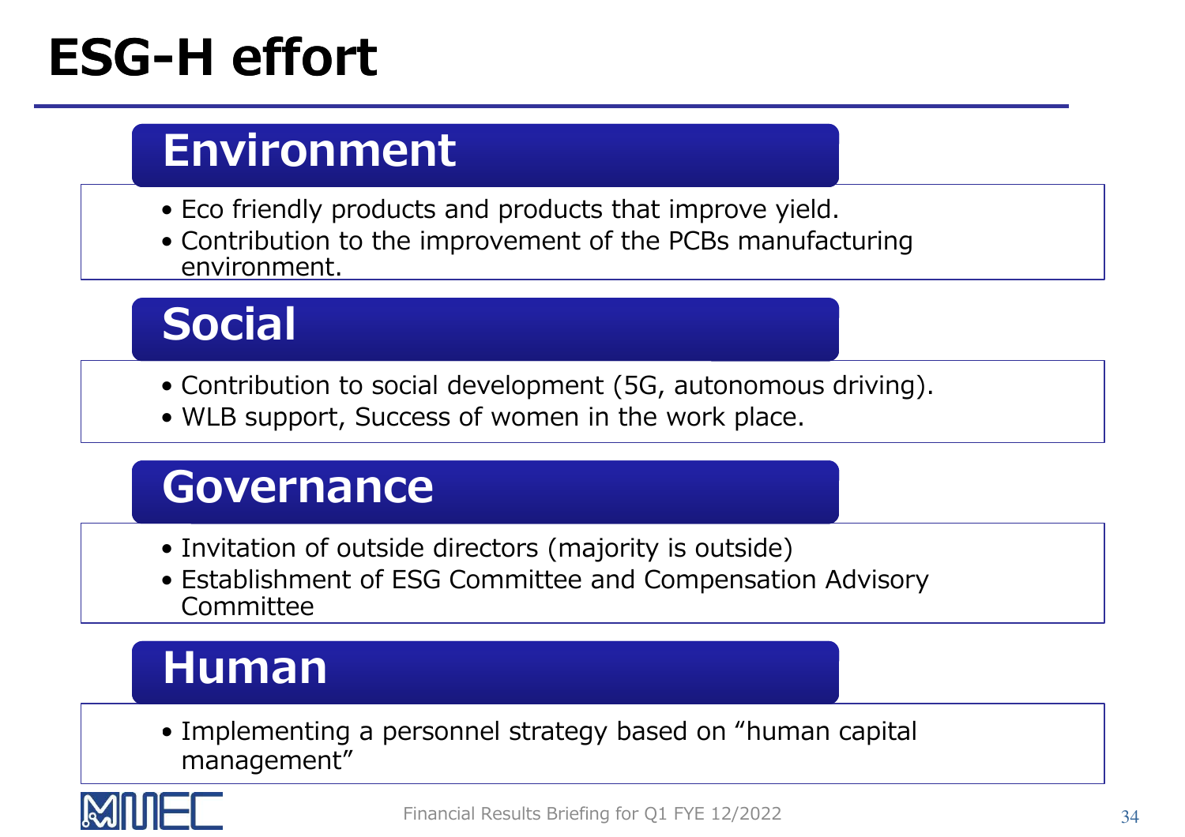# ESG-H effort

## Environment

- Eco friendly products and products that improve yield.
- Contribution to the improvement of the PCBs manufacturing environment.

## Social

- Contribution to social development (5G, autonomous driving).
- WLB support, Success of women in the work place.

## Governance

- Invitation of outside directors (majority is outside)
- Establishment of ESG Committee and Compensation Advisory Committee

## Human

- Implementing a personnel strategy based on “human capital management”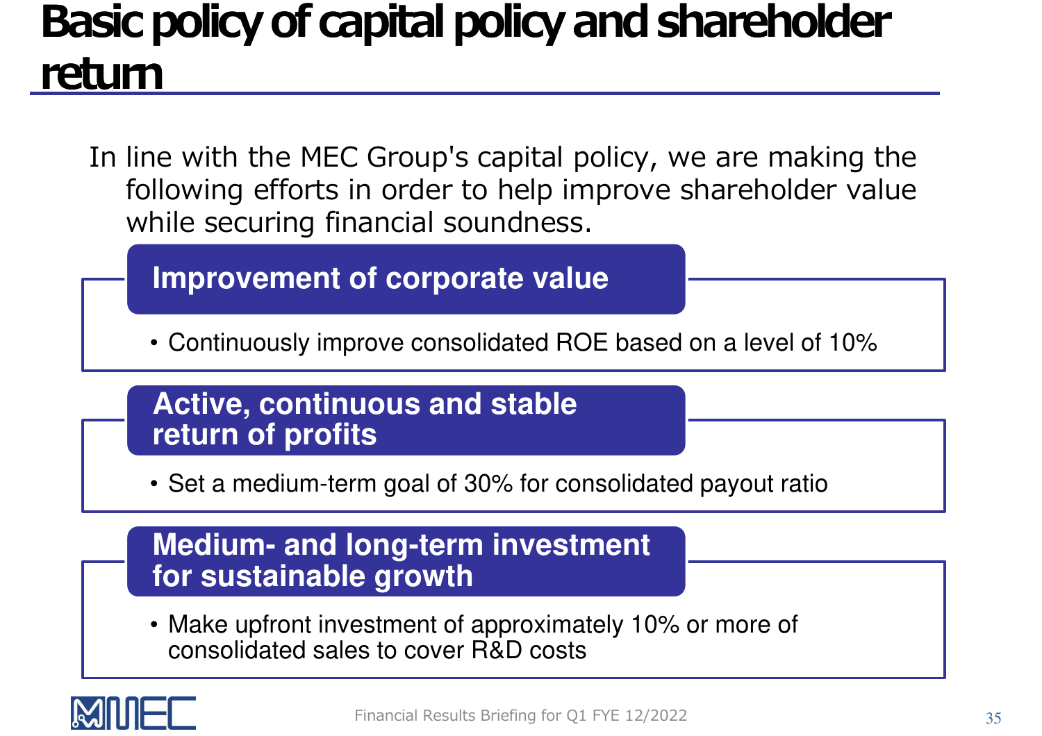# Basic policy of capital policy and shareholder return

In line with the MEC Group's capital policy, we are making the following efforts in order to help improve shareholder value while securing financial soundness.

## Improvement of corporate value

- Continuously improve consolidated ROE based on a level of 10%

## Active, continuous and stable return of profits

- Set a medium-term goal of 30% for consolidated payout ratio

## Medium- and long-term investment for sustainable growth

- Make upfront investment of approximately 10% or more of consolidated sales to cover R&D costs